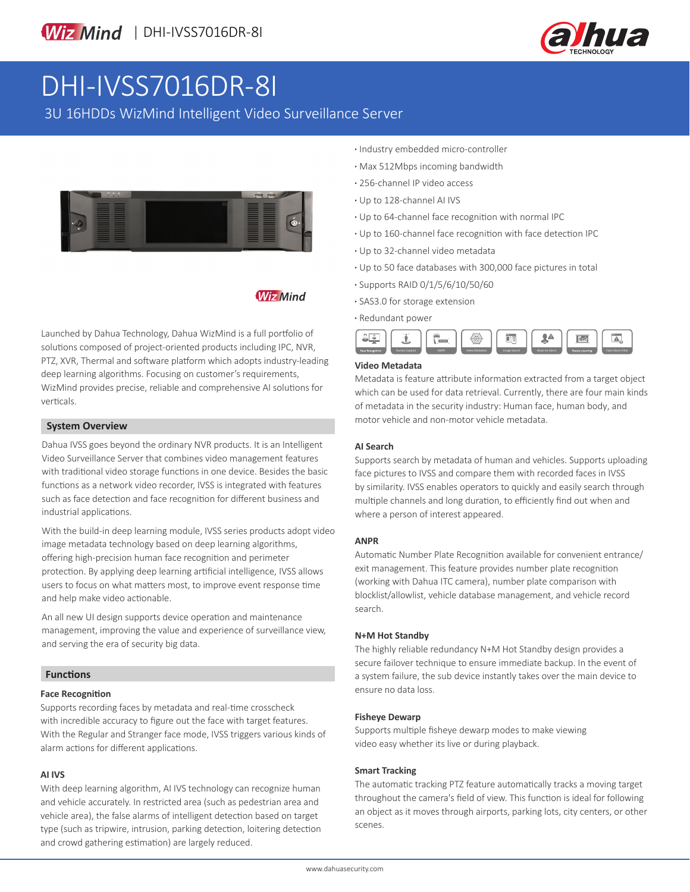# DHI-IVSS7016DR-8I

3U 16HDDs WizMind Intelligent Video Surveillance Server

- Industry embedded micro-controller
- Max 512Mbps incoming bandwidth
- 256-channel IP video access
- Up to 128-channel AI IVS
- Up to 64-channel face recognition with normal IPC
- Up to 160-channel face recognition with face detection IPC
- Up to 32-channel video metadata
- Up to 50 face databases with 300,000 face pictures in total
- Supports RAID 0/1/5/6/10/50/60
- SAS3.0 for storage extension
- Redundant power

Launched by Dahua Technology, Dahua WizMind is a full portfolio of solutions composed of project-oriented products including IPC, NVR, PTZ, XVR, Thermal and software platform which adopts industry-leading deep learning algorithms. Focusing on customer's requirements, WizMind provides precise, reliable and comprehensive AI solutions for verticals.

## System Overview

Dahua IVSS goes beyond the ordinary NVR products. It is an Intelligent Video Surveillance Server that combines video management features with traditional video storage functions in one device. Besides the basic functions as a network video recorder, IVSS is integrated with features such as face detection and face recognition for different business and industrial applications.

With the build-in deep learning module, IVSS series products adopt video image metadata technology based on deep learning algorithms, offering high-precision human face recognition and perimeter protection. By applying deep learning artificial intelligence, IVSS allows users to focus on what matters most, to improve event response time and help make video actionable.

An all new UI design supports device operation and maintenance management, improving the value and experience of surveillance view, and serving the era of security big data.

## Functions

### Face Recognition

Supports recording faces by metadata and real-time crosscheck with incredible accuracy to figure out the face with target features. With the Regular and Stranger face mode, IVSS triggers various kinds of alarm actions for different applications.

### AI IVS

With deep learning algorithm, AI IVS technology can recognize human and vehicle accurately. In restricted area (such as pedestrian area and vehicle area), the false alarms of intelligent detection based on target type (such as tripwire, intrusion, parking detection, loitering detection and crowd gathering estimation) are largely reduced.

### Video Metadata

Metadata is feature attribute information extracted from a target object which can be used for data retrieval. Currently, there are four main kinds of metadata in the security industry: Human face, human body, and motor vehicle and non-motor vehicle metadata.

### AI Search

Supports search by metadata of human and vehicles. Supports uploading face pictures to IVSS and compare them with recorded faces in IVSS by similarity. IVSS enables operators to quickly and easily search through multiple channels and long duration, to efficiently find out when and where a person of interest appeared.

### ANPR

Automatic Number Plate Recognition available for convenient entrance/exit management. This feature provides number plate recognition (working with Dahua ITC camera), number plate comparison with blocklist/allowlist, vehicle database management, and vehicle record search.

### N+M Hot Standby

The highly reliable redundancy N+M Hot Standby design provides a secure failover technique to ensure immediate backup. In the event of a system failure, the sub device instantly takes over the main device to ensure no data loss.

### Fisheye Dewarp

Supports multiple fisheye dewarp modes to make viewing video easy whether its live or during playback.

### Smart Tracking

The automatic tracking PTZ feature automatically tracks a moving target throughout the camera's field of view. This function is ideal for following an object as it moves through airports, parking lots, city centers, or other scenes.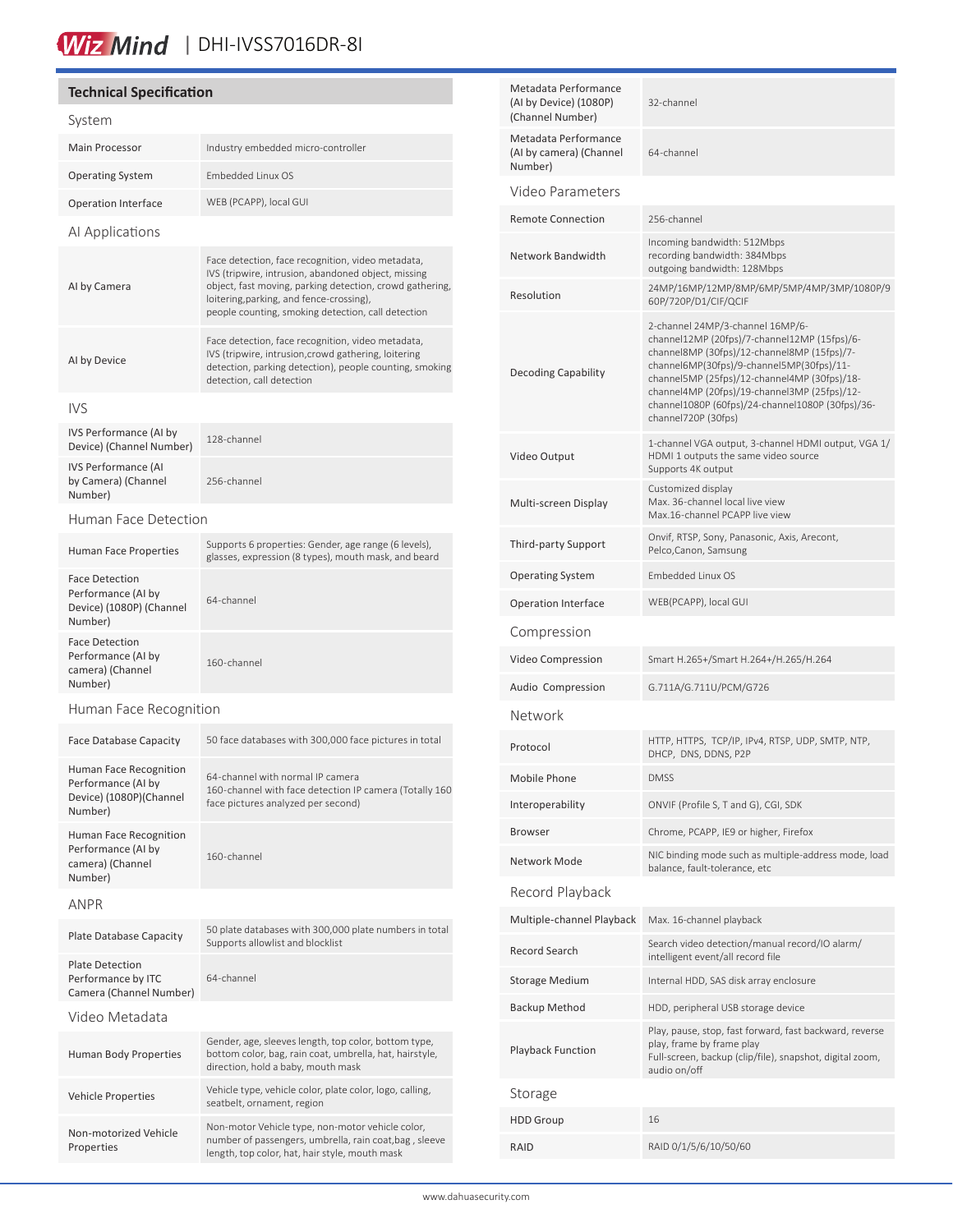## Technical Specification

### System

| | |
|---|---|
| Main Processor | Industry embedded micro-controller |
| Operating System | Embedded Linux OS |
| Operation Interface | WEB (PCAPP), local GUI |

### AI Applications

| | |
|---|---|
| AI by Camera | Face detection, face recognition, video metadata, IVS (tripwire, intrusion, abandoned object, missing object, fast moving, parking detection, crowd gathering, loitering,parking, and fence-crossing), people counting, smoking detection, call detection |
| AI by Device | Face detection, face recognition, video metadata, IVS (tripwire, intrusion,crowd gathering, loitering detection, parking detection), people counting, smoking detection, call detection |

### IVS

| | |
|---|---|
| IVS Performance (AI by Device) (Channel Number) | 128-channel |
| IVS Performance (AI by Camera) (Channel Number) | 256-channel |

### Human Face Detection

| | |
|---|---|
| Human Face Properties | Supports 6 properties: Gender, age range (6 levels), glasses, expression (8 types), mouth mask, and beard |
| Face Detection Performance (AI by Device) (1080P) (Channel Number) | 64-channel |
| Face Detection Performance (AI by camera) (Channel Number) | 160-channel |

### Human Face Recognition

| | |
|---|---|
| Face Database Capacity | 50 face databases with 300,000 face pictures in total |
| Human Face Recognition Performance (AI by Device) (1080P)(Channel Number) | 64-channel with normal IP camera<br>160-channel with face detection IP camera (Totally 160 face pictures analyzed per second) |
| Human Face Recognition Performance (AI by camera) (Channel Number) | 160-channel |

### ANPR

| | |
|---|---|
| Plate Database Capacity | 50 plate databases with 300,000 plate numbers in total<br>Supports allowlist and blocklist |
| Plate Detection Performance by ITC Camera (Channel Number) | 64-channel |

### Video Metadata

| | |
|---|---|
| Human Body Properties | Gender, age, sleeves length, top color, bottom type, bottom color, bag, rain coat, umbrella, hat, hairstyle, direction, hold a baby, mouth mask |
| Vehicle Properties | Vehicle type, vehicle color, plate color, logo, calling, seatbelt, ornament, region |
| Non-motorized Vehicle Properties | Non-motor Vehicle type, non-motor vehicle color, number of passengers, umbrella, rain coat,bag , sleeve length, top color, hat, hair style, mouth mask |
| Metadata Performance (AI by Device) (1080P) (Channel Number) | 32-channel |
| Metadata Performance (AI by camera) (Channel Number) | 64-channel |

### Video Parameters

| | |
|---|---|
| Remote Connection | 256-channel |
| Network Bandwidth | Incoming bandwidth: 512Mbps<br>recording bandwidth: 384Mbps<br>outgoing bandwidth: 128Mbps |
| Resolution | 24MP/16MP/12MP/8MP/6MP/5MP/4MP/3MP/1080P/960P/720P/D1/CIF/QCIF |
| Decoding Capability | 2-channel 24MP/3-channel 16MP/6-channel12MP (20fps)/7-channel12MP (15fps)/6-channel8MP (30fps)/12-channel8MP (15fps)/7-channel6MP(30fps)/9-channel5MP(30fps)/11-channel5MP (25fps)/12-channel4MP (30fps)/18-channel4MP (20fps)/19-channel3MP (25fps)/12-channel1080P (60fps)/24-channel1080P (30fps)/36-channel720P (30fps) |
| Video Output | 1-channel VGA output, 3-channel HDMI output, VGA 1/HDMI 1 outputs the same video source<br>Supports 4K output |
| Multi-screen Display | Customized display<br>Max. 36-channel local live view<br>Max.16-channel PCAPP live view |
| Third-party Support | Onvif, RTSP, Sony, Panasonic, Axis, Arecont, Pelco,Canon, Samsung |
| Operating System | Embedded Linux OS |
| Operation Interface | WEB(PCAPP), local GUI |

### Compression

| | |
|---|---|
| Video Compression | Smart H.265+/Smart H.264+/H.265/H.264 |
| Audio Compression | G.711A/G.711U/PCM/G726 |

### Network

| | |
|---|---|
| Protocol | HTTP, HTTPS, TCP/IP, IPv4, RTSP, UDP, SMTP, NTP, DHCP, DNS, DDNS, P2P |
| Mobile Phone | DMSS |
| Interoperability | ONVIF (Profile S, T and G), CGI, SDK |
| Browser | Chrome, PCAPP, IE9 or higher, Firefox |
| Network Mode | NIC binding mode such as multiple-address mode, load balance, fault-tolerance, etc |

### Record Playback

| | |
|---|---|
| Multiple-channel Playback | Max. 16-channel playback |
| Record Search | Search video detection/manual record/IO alarm/intelligent event/all record file |
| Storage Medium | Internal HDD, SAS disk array enclosure |
| Backup Method | HDD, peripheral USB storage device |
| Playback Function | Play, pause, stop, fast forward, fast backward, reverse play, frame by frame play<br>Full-screen, backup (clip/file), snapshot, digital zoom, audio on/off |

### Storage

| | |
|---|---|
| HDD Group | 16 |
| RAID | RAID 0/1/5/6/10/50/60 |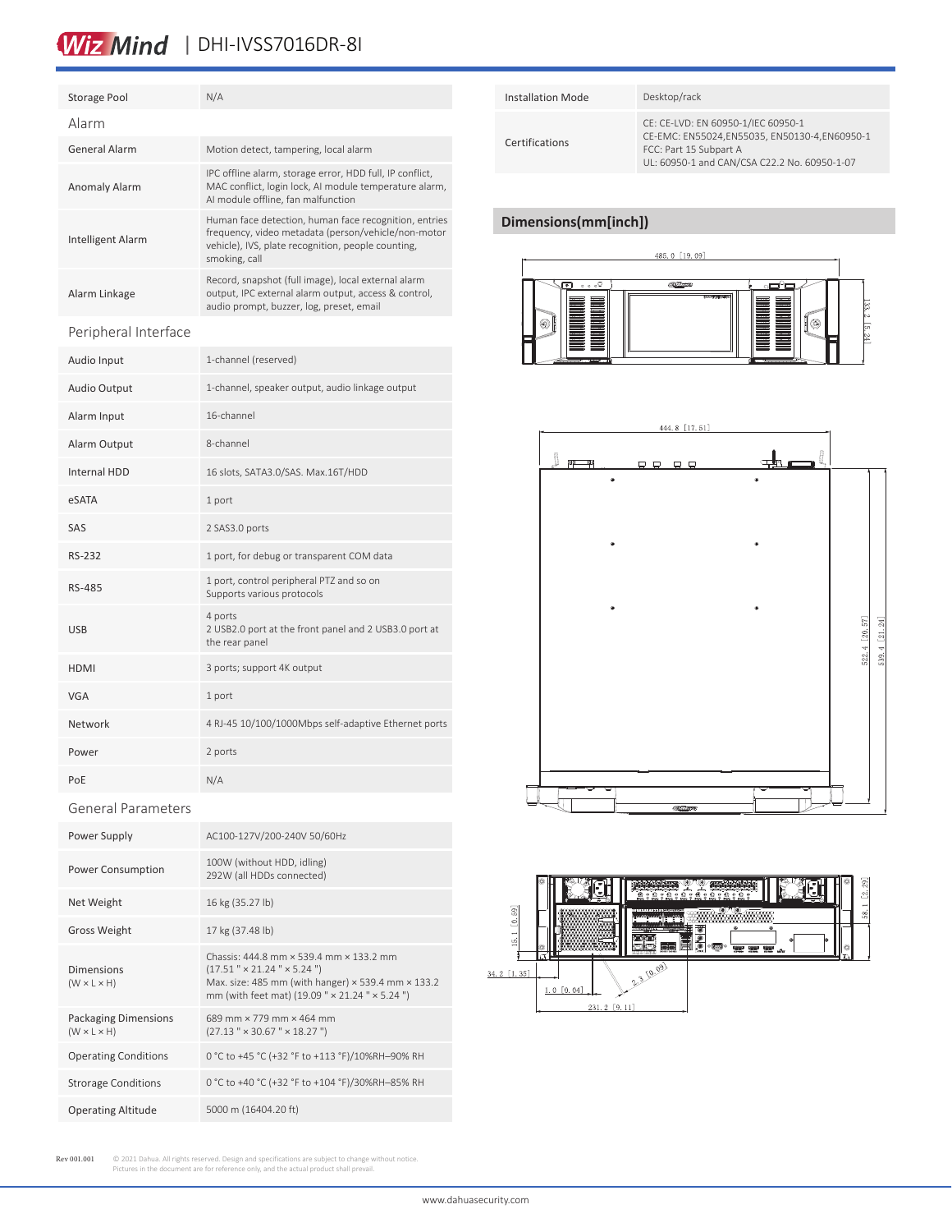# WizMind | DHI-IVSS7016DR-8I

| | |
|---|---|
| Storage Pool | N/A |

### Alarm

| | |
|---|---|
| General Alarm | Motion detect, tampering, local alarm |
| Anomaly Alarm | IPC offline alarm, storage error, HDD full, IP conflict, MAC conflict, login lock, AI module temperature alarm, AI module offline, fan malfunction |
| Intelligent Alarm | Human face detection, human face recognition, entries frequency, video metadata (person/vehicle/non-motor vehicle), IVS, plate recognition, people counting, smoking, call |
| Alarm Linkage | Record, snapshot (full image), local external alarm output, IPC external alarm output, access & control, audio prompt, buzzer, log, preset, email |

### Peripheral Interface

| | |
|---|---|
| Audio Input | 1-channel (reserved) |
| Audio Output | 1-channel, speaker output, audio linkage output |
| Alarm Input | 16-channel |
| Alarm Output | 8-channel |
| Internal HDD | 16 slots, SATA3.0/SAS. Max.16T/HDD |
| eSATA | 1 port |
| SAS | 2 SAS3.0 ports |
| RS-232 | 1 port, for debug or transparent COM data |
| RS-485 | 1 port, control peripheral PTZ and so on<br>Supports various protocols |
| USB | 4 ports<br>2 USB2.0 port at the front panel and 2 USB3.0 port at the rear panel |
| HDMI | 3 ports; support 4K output |
| VGA | 1 port |
| Network | 4 RJ-45 10/100/1000Mbps self-adaptive Ethernet ports |
| Power | 2 ports |
| PoE | N/A |

### General Parameters

| | |
|---|---|
| Power Supply | AC100-127V/200-240V 50/60Hz |
| Power Consumption | 100W (without HDD, idling)<br>292W (all HDDs connected) |
| Net Weight | 16 kg (35.27 lb) |
| Gross Weight | 17 kg (37.48 lb) |
| Dimensions (W × L × H) | Chassis: 444.8 mm × 539.4 mm × 133.2 mm (17.51 " × 21.24 " × 5.24 ")<br>Max. size: 485 mm (with hanger) × 539.4 mm × 133.2 mm (with feet mat) (19.09 " × 21.24 " × 5.24 ") |
| Packaging Dimensions (W × L × H) | 689 mm × 779 mm × 464 mm (27.13 " × 30.67 " × 18.27 ") |
| Operating Conditions | 0 °C to +45 °C (+32 °F to +113 °F)/10%RH–90% RH |
| Strorage Conditions | 0 °C to +40 °C (+32 °F to +104 °F)/30%RH–85% RH |
| Operating Altitude | 5000 m (16404.20 ft) |

| | |
|---|---|
| Installation Mode | Desktop/rack |
| Certifications | CE: CE-LVD: EN 60950-1/IEC 60950-1<br>CE-EMC: EN55024,EN55035, EN50130-4,EN60950-1<br>FCC: Part 15 Subpart A<br>UL: 60950-1 and CAN/CSA C22.2 No. 60950-1-07 |

## Dimensions(mm[inch])

485.0 [19.09]
133.2 [5.24]

444.8 [17.51]
522.4 [20.57]
539.4 [21.24]

15.1 [0.59]
58.1 [2.29]
34.2 [1.35]
2.3 [0.09]
1.0 [0.04]
231.2 [9.11]

Rev 001.001 © 2021 Dahua. All rights reserved. Design and specifications are subject to change without notice. Pictures in the document are for reference only, and the actual product shall prevail.

www.dahuasecurity.com